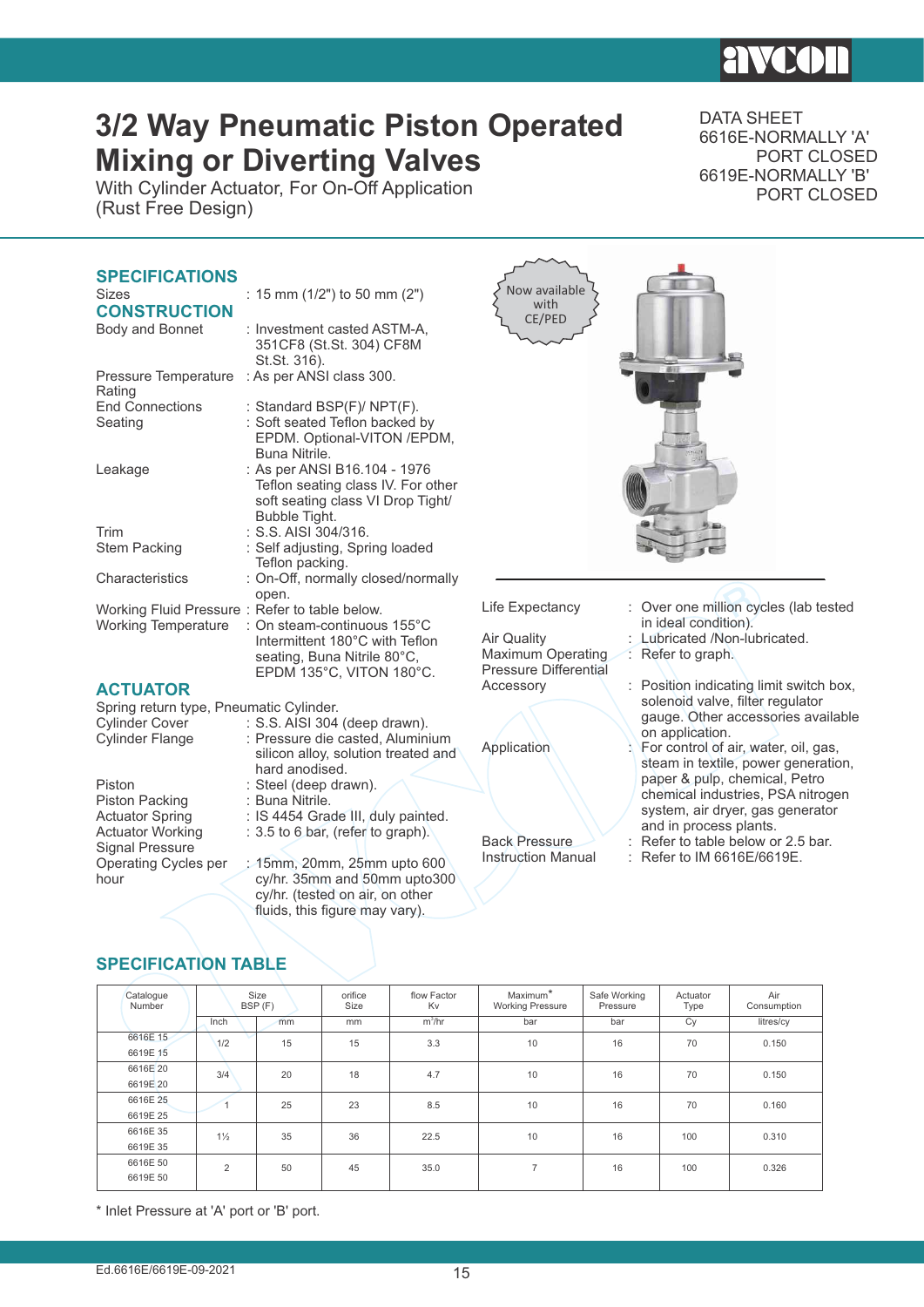# 3/2 Way Pneumatic Piston Operated Mixing or Diverting Valves

With Cylinder Actuator, For On-Off Application
(Rust Free Design)

DATA SHEET
6616E-NORMALLY 'A' PORT CLOSED
6619E-NORMALLY 'B' PORT CLOSED

## SPECIFICATIONS

Sizes : 15 mm (1/2") to 50 mm (2")

## CONSTRUCTION

Body and Bonnet : Investment casted ASTM-A, 351CF8 (St.St. 304) CF8M St.St. 316).
Pressure Temperature Rating : As per ANSI class 300.
End Connections : Standard BSP(F)/ NPT(F).
Seating : Soft seated Teflon backed by EPDM. Optional-VITON /EPDM, Buna Nitrile.
Leakage : As per ANSI B16.104 - 1976 Teflon seating class IV. For other soft seating class VI Drop Tight/ Bubble Tight.
Trim : S.S. AISI 304/316.
Stem Packing : Self adjusting, Spring loaded Teflon packing.
Characteristics : On-Off, normally closed/normally open.
Working Fluid Pressure : Refer to table below.
Working Temperature : On steam-continuous 155°C Intermittent 180°C with Teflon seating, Buna Nitrile 80°C, EPDM 135°C, VITON 180°C.

## ACTUATOR

Spring return type, Pneumatic Cylinder.
Cylinder Cover : S.S. AISI 304 (deep drawn).
Cylinder Flange : Pressure die casted, Aluminium silicon alloy, solution treated and hard anodised.
Piston : Steel (deep drawn).
Piston Packing : Buna Nitrile.
Actuator Spring : IS 4454 Grade III, duly painted.
Actuator Working Signal Pressure : 3.5 to 6 bar, (refer to graph).
Operating Cycles per hour : 15mm, 20mm, 25mm upto 600 cy/hr. 35mm and 50mm upto300 cy/hr. (tested on air, on other fluids, this figure may vary).

Now available with CE/PED

Life Expectancy : Over one million cycles (lab tested in ideal condition).
Air Quality : Lubricated /Non-lubricated.
Maximum Operating Pressure Differential : Refer to graph.
Accessory : Position indicating limit switch box, solenoid valve, filter regulator gauge. Other accessories available on application.
Application : For control of air, water, oil, gas, steam in textile, power generation, paper & pulp, chemical, Petro chemical industries, PSA nitrogen system, air dryer, gas generator and in process plants.
Back Pressure : Refer to table below or 2.5 bar.
Instruction Manual : Refer to IM 6616E/6619E.

## SPECIFICATION TABLE

| Catalogue Number | Size BSP (F) | | orifice Size | flow Factor Kv | Maximum* Working Pressure | Safe Working Pressure | Actuator Type | Air Consumption |
|---|---|---|---|---|---|---|---|---|
| | Inch | mm | mm | $m^3/hr$ | bar | bar | Cy | litres/cy |
| 6616E 15<br>6619E 15 | 1/2 | 15 | 15 | 3.3 | 10 | 16 | 70 | 0.150 |
| 6616E 20<br>6619E 20 | 3/4 | 20 | 18 | 4.7 | 10 | 16 | 70 | 0.150 |
| 6616E 25<br>6619E 25 | 1 | 25 | 23 | 8.5 | 10 | 16 | 70 | 0.160 |
| 6616E 35<br>6619E 35 | 1½ | 35 | 36 | 22.5 | 10 | 16 | 100 | 0.310 |
| 6616E 50<br>6619E 50 | 2 | 50 | 45 | 35.0 | 7 | 16 | 100 | 0.326 |

\* Inlet Pressure at 'A' port or 'B' port.

Ed.6616E/6619E-09-2021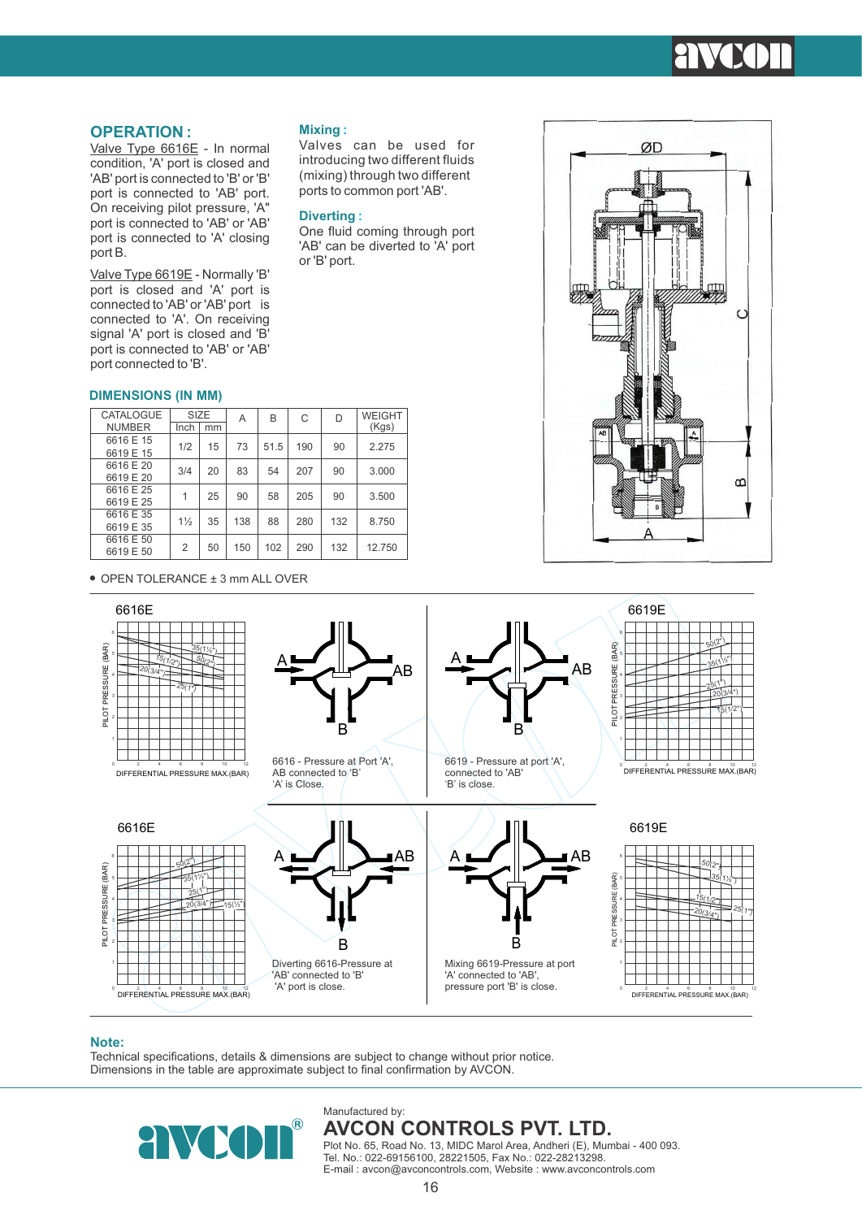## OPERATION :

Valve Type 6616E - In normal condition, 'A' port is closed and 'AB' port is connected to 'B' or 'B' port is connected to 'AB' port. On receiving pilot pressure, 'A" port is connected to 'AB' or 'AB' port is connected to 'A' closing port B.

Valve Type 6619E - Normally 'B' port is closed and 'A' port is connected to 'AB' or 'AB' port is connected to 'A'. On receiving signal 'A' port is closed and 'B' port is connected to 'AB' or 'AB' port connected to 'B'.

### Mixing :

Valves can be used for introducing two different fluids (mixing) through two different ports to common port 'AB'.

### Diverting :

One fluid coming through port 'AB' can be diverted to 'A' port or 'B' port.

### DIMENSIONS (IN MM)

| CATALOGUE NUMBER | SIZE | | A | B | C | D | WEIGHT (Kgs) |
|---|---|---|---|---|---|---|---|
| | Inch | mm | | | | | |
| 6616 E 15<br>6619 E 15 | 1/2 | 15 | 73 | 51.5 | 190 | 90 | 2.275 |
| 6616 E 20<br>6619 E 20 | 3/4 | 20 | 83 | 54 | 207 | 90 | 3.000 |
| 6616 E 25<br>6619 E 25 | 1 | 25 | 90 | 58 | 205 | 90 | 3.500 |
| 6616 E 35<br>6619 E 35 | 1½ | 35 | 138 | 88 | 280 | 132 | 8.750 |
| 6616 E 50<br>6619 E 50 | 2 | 50 | 150 | 102 | 290 | 132 | 12.750 |

- OPEN TOLERANCE ± 3 mm ALL OVER

ØD
C
B
A

6616E

PILOT PRESSURE (BAR)
DIFFERENTIAL PRESSURE MAX.(BAR)

6616 - Pressure at Port 'A', AB connected to 'B' 'A' is Close.

6619 - Pressure at port 'A', connected to 'AB' 'B' is close.

6619E

PILOT PRESSURE (BAR)
DIFFERENTIAL PRESSURE MAX.(BAR)

6616E

PILOT PRESSURE (BAR)
DIFFERENTIAL PRESSURE MAX.(BAR)

Diverting 6616-Pressure at 'AB' connected to 'B' 'A' port is close.

Mixing 6619-Pressure at port 'A' connected to 'AB', pressure port 'B' is close.

6619E

PILOT PRESSURE (BAR)
DIFFERENTIAL PRESSURE MAX.(BAR)

**Note:**
Technical specifications, details & dimensions are subject to change without prior notice.
Dimensions in the table are approximate subject to final confirmation by AVCON.

Manufactured by:
**AVCON CONTROLS PVT. LTD.**
Plot No. 65, Road No. 13, MIDC Marol Area, Andheri (E), Mumbai - 400 093.
Tel. No.: 022-69156100, 28221505, Fax No.: 022-28213298.
E-mail : avcon@avconcontrols.com, Website : www.avconcontrols.com